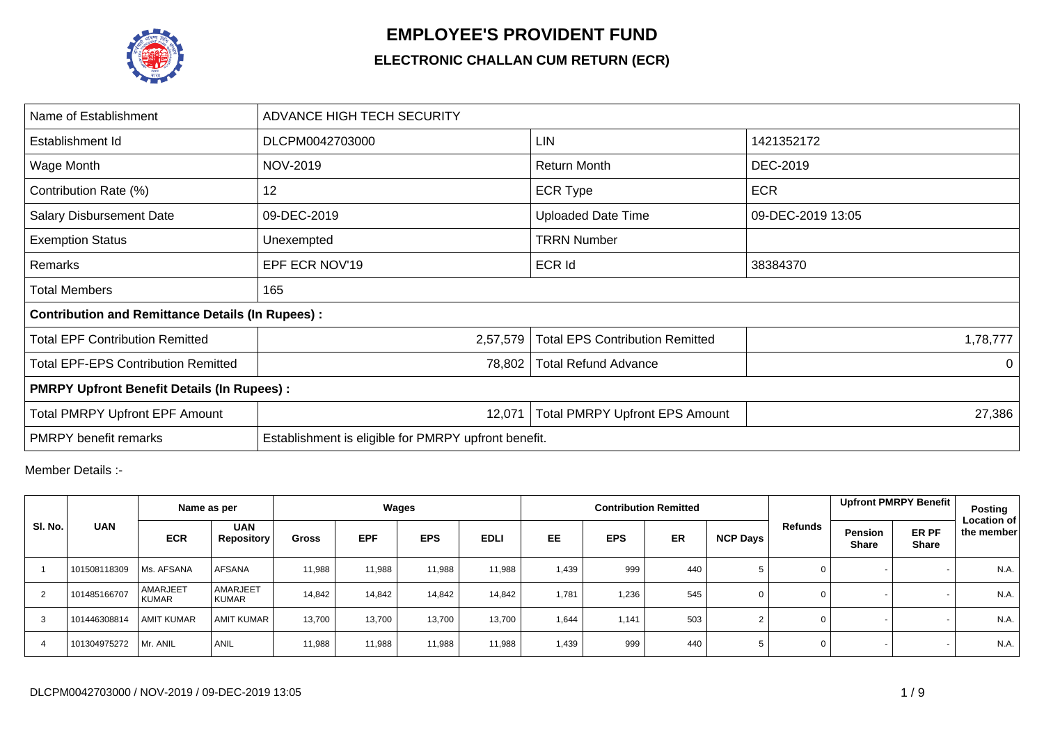# EMPLOYEE'S PROVIDENT FUND

## ELECTRONIC CHALLAN CUM RETURN (ECR)

| Name of Establishment | ADVANCE HIGH TECH SECURITY | | |
|---|---|---|---|
| Establishment Id | DLCPM0042703000 | LIN | 1421352172 |
| Wage Month | NOV-2019 | Return Month | DEC-2019 |
| Contribution Rate (%) | 12 | ECR Type | ECR |
| Salary Disbursement Date | 09-DEC-2019 | Uploaded Date Time | 09-DEC-2019 13:05 |
| Exemption Status | Unexempted | TRRN Number | |
| Remarks | EPF ECR NOV'19 | ECR Id | 38384370 |
| Total Members | 165 | | |
| **Contribution and Remittance Details (In Rupees) :** | | | |
| Total EPF Contribution Remitted | 2,57,579 | Total EPS Contribution Remitted | 1,78,777 |
| Total EPF-EPS Contribution Remitted | 78,802 | Total Refund Advance | 0 |
| **PMRPY Upfront Benefit Details (In Rupees) :** | | | |
| Total PMRPY Upfront EPF Amount | 12,071 | Total PMRPY Upfront EPS Amount | 27,386 |
| PMRPY benefit remarks | Establishment is eligible for PMRPY upfront benefit. | | |

Member Details :-

| Sl. No. | UAN | Name as per | | Wages | | | | Contribution Remitted | | | | Refunds | Upfront PMRPY Benefit | | Posting Location of the member |
|---|---|---|---|---|---|---|---|---|---|---|---|---|---|---|---|
| | | ECR | UAN Repository | Gross | EPF | EPS | EDLI | EE | EPS | ER | NCP Days | | Pension Share | ER PF Share | |
| 1 | 101508118309 | Ms. AFSANA | AFSANA | 11,988 | 11,988 | 11,988 | 11,988 | 1,439 | 999 | 440 | 5 | 0 | - | - | N.A. |
| 2 | 101485166707 | AMARJEET KUMAR | AMARJEET KUMAR | 14,842 | 14,842 | 14,842 | 14,842 | 1,781 | 1,236 | 545 | 0 | 0 | - | - | N.A. |
| 3 | 101446308814 | AMIT KUMAR | AMIT KUMAR | 13,700 | 13,700 | 13,700 | 13,700 | 1,644 | 1,141 | 503 | 2 | 0 | - | - | N.A. |
| 4 | 101304975272 | Mr. ANIL | ANIL | 11,988 | 11,988 | 11,988 | 11,988 | 1,439 | 999 | 440 | 5 | 0 | - | - | N.A. |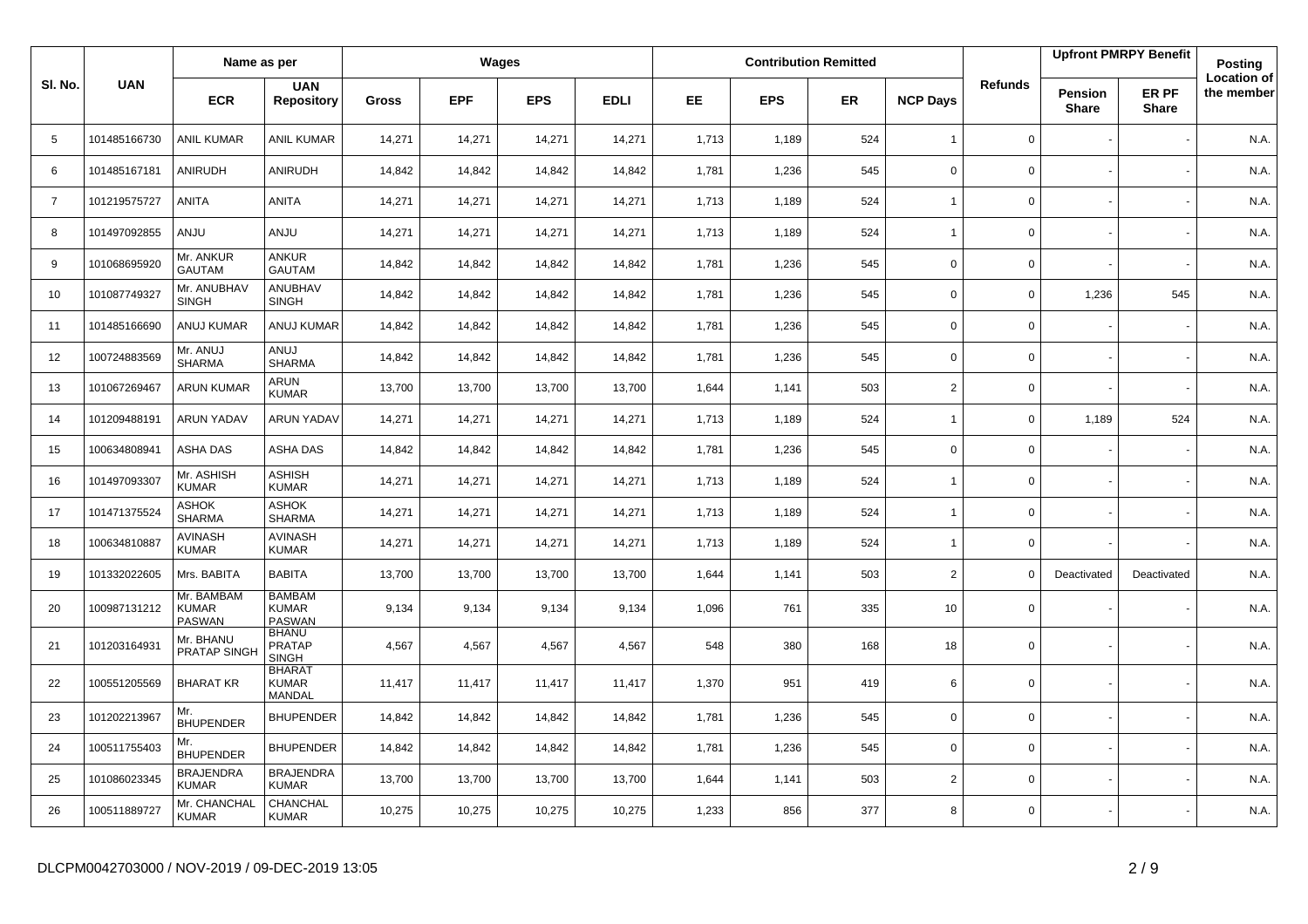| Sl. No. | UAN | Name as per | | Wages | | | | Contribution Remitted | | | | Refunds | Upfront PMRPY Benefit | | Posting Location of the member |
|---|---|---|---|---|---|---|---|---|---|---|---|---|---|---|---|
| | | ECR | UAN Repository | Gross | EPF | EPS | EDLI | EE | EPS | ER | NCP Days | | Pension Share | ER PF Share | |
| 5 | 101485166730 | ANIL KUMAR | ANIL KUMAR | 14,271 | 14,271 | 14,271 | 14,271 | 1,713 | 1,189 | 524 | 1 | 0 | - | - | N.A. |
| 6 | 101485167181 | ANIRUDH | ANIRUDH | 14,842 | 14,842 | 14,842 | 14,842 | 1,781 | 1,236 | 545 | 0 | 0 | - | - | N.A. |
| 7 | 101219575727 | ANITA | ANITA | 14,271 | 14,271 | 14,271 | 14,271 | 1,713 | 1,189 | 524 | 1 | 0 | - | - | N.A. |
| 8 | 101497092855 | ANJU | ANJU | 14,271 | 14,271 | 14,271 | 14,271 | 1,713 | 1,189 | 524 | 1 | 0 | - | - | N.A. |
| 9 | 101068695920 | Mr. ANKUR GAUTAM | ANKUR GAUTAM | 14,842 | 14,842 | 14,842 | 14,842 | 1,781 | 1,236 | 545 | 0 | 0 | - | - | N.A. |
| 10 | 101087749327 | Mr. ANUBHAV SINGH | ANUBHAV SINGH | 14,842 | 14,842 | 14,842 | 14,842 | 1,781 | 1,236 | 545 | 0 | 0 | 1,236 | 545 | N.A. |
| 11 | 101485166690 | ANUJ KUMAR | ANUJ KUMAR | 14,842 | 14,842 | 14,842 | 14,842 | 1,781 | 1,236 | 545 | 0 | 0 | - | - | N.A. |
| 12 | 100724883569 | Mr. ANUJ SHARMA | ANUJ SHARMA | 14,842 | 14,842 | 14,842 | 14,842 | 1,781 | 1,236 | 545 | 0 | 0 | - | - | N.A. |
| 13 | 101067269467 | ARUN KUMAR | ARUN KUMAR | 13,700 | 13,700 | 13,700 | 13,700 | 1,644 | 1,141 | 503 | 2 | 0 | - | - | N.A. |
| 14 | 101209488191 | ARUN YADAV | ARUN YADAV | 14,271 | 14,271 | 14,271 | 14,271 | 1,713 | 1,189 | 524 | 1 | 0 | 1,189 | 524 | N.A. |
| 15 | 100634808941 | ASHA DAS | ASHA DAS | 14,842 | 14,842 | 14,842 | 14,842 | 1,781 | 1,236 | 545 | 0 | 0 | - | - | N.A. |
| 16 | 101497093307 | Mr. ASHISH KUMAR | ASHISH KUMAR | 14,271 | 14,271 | 14,271 | 14,271 | 1,713 | 1,189 | 524 | 1 | 0 | - | - | N.A. |
| 17 | 101471375524 | ASHOK SHARMA | ASHOK SHARMA | 14,271 | 14,271 | 14,271 | 14,271 | 1,713 | 1,189 | 524 | 1 | 0 | - | - | N.A. |
| 18 | 100634810887 | AVINASH KUMAR | AVINASH KUMAR | 14,271 | 14,271 | 14,271 | 14,271 | 1,713 | 1,189 | 524 | 1 | 0 | - | - | N.A. |
| 19 | 101332022605 | Mrs. BABITA | BABITA | 13,700 | 13,700 | 13,700 | 13,700 | 1,644 | 1,141 | 503 | 2 | 0 | Deactivated | Deactivated | N.A. |
| 20 | 100987131212 | Mr. BAMBAM KUMAR PASWAN | BAMBAM KUMAR PASWAN | 9,134 | 9,134 | 9,134 | 9,134 | 1,096 | 761 | 335 | 10 | 0 | - | - | N.A. |
| 21 | 101203164931 | Mr. BHANU PRATAP SINGH | BHANU PRATAP SINGH | 4,567 | 4,567 | 4,567 | 4,567 | 548 | 380 | 168 | 18 | 0 | - | - | N.A. |
| 22 | 100551205569 | BHARAT KR | BHARAT KUMAR MANDAL | 11,417 | 11,417 | 11,417 | 11,417 | 1,370 | 951 | 419 | 6 | 0 | - | - | N.A. |
| 23 | 101202213967 | Mr. BHUPENDER | BHUPENDER | 14,842 | 14,842 | 14,842 | 14,842 | 1,781 | 1,236 | 545 | 0 | 0 | - | - | N.A. |
| 24 | 100511755403 | Mr. BHUPENDER | BHUPENDER | 14,842 | 14,842 | 14,842 | 14,842 | 1,781 | 1,236 | 545 | 0 | 0 | - | - | N.A. |
| 25 | 101086023345 | BRAJENDRA KUMAR | BRAJENDRA KUMAR | 13,700 | 13,700 | 13,700 | 13,700 | 1,644 | 1,141 | 503 | 2 | 0 | - | - | N.A. |
| 26 | 100511889727 | Mr. CHANCHAL KUMAR | CHANCHAL KUMAR | 10,275 | 10,275 | 10,275 | 10,275 | 1,233 | 856 | 377 | 8 | 0 | - | - | N.A. |

DLCPM0042703000 / NOV-2019 / 09-DEC-2019 13:05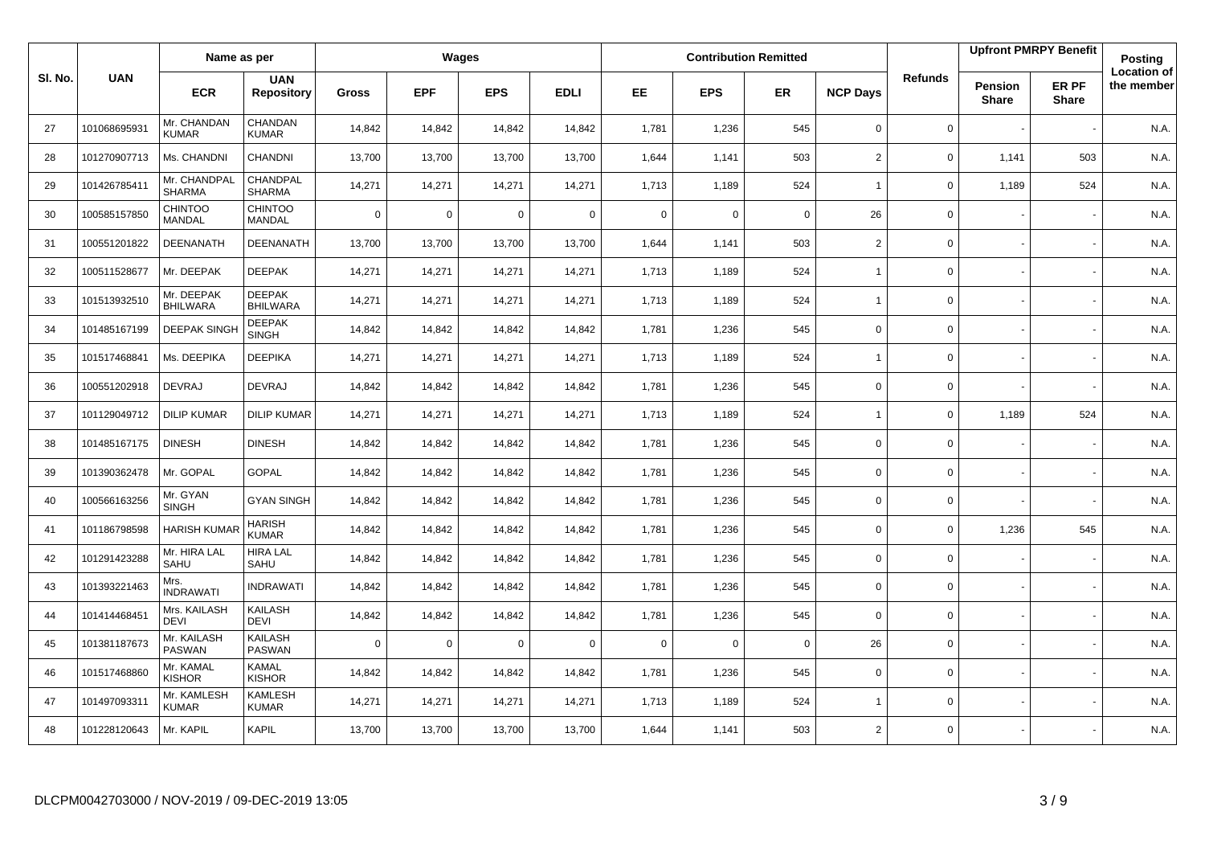| Sl. No. | UAN | Name as per | | Wages | | | | Contribution Remitted | | | | Refunds | Upfront PMRPY Benefit | | Posting Location of the member |
|---|---|---|---|---|---|---|---|---|---|---|---|---|---|---|---|
| | | ECR | UAN Repository | Gross | EPF | EPS | EDLI | EE | EPS | ER | NCP Days | | Pension Share | ER PF Share | |
| 27 | 101068695931 | Mr. CHANDAN KUMAR | CHANDAN KUMAR | 14,842 | 14,842 | 14,842 | 14,842 | 1,781 | 1,236 | 545 | 0 | 0 | - | - | N.A. |
| 28 | 101270907713 | Ms. CHANDNI | CHANDNI | 13,700 | 13,700 | 13,700 | 13,700 | 1,644 | 1,141 | 503 | 2 | 0 | 1,141 | 503 | N.A. |
| 29 | 101426785411 | Mr. CHANDPAL SHARMA | CHANDPAL SHARMA | 14,271 | 14,271 | 14,271 | 14,271 | 1,713 | 1,189 | 524 | 1 | 0 | 1,189 | 524 | N.A. |
| 30 | 100585157850 | CHINTOO MANDAL | CHINTOO MANDAL | 0 | 0 | 0 | 0 | 0 | 0 | 0 | 26 | 0 | - | - | N.A. |
| 31 | 100551201822 | DEENANATH | DEENANATH | 13,700 | 13,700 | 13,700 | 13,700 | 1,644 | 1,141 | 503 | 2 | 0 | - | - | N.A. |
| 32 | 100511528677 | Mr. DEEPAK | DEEPAK | 14,271 | 14,271 | 14,271 | 14,271 | 1,713 | 1,189 | 524 | 1 | 0 | - | - | N.A. |
| 33 | 101513932510 | Mr. DEEPAK BHILWARA | DEEPAK BHILWARA | 14,271 | 14,271 | 14,271 | 14,271 | 1,713 | 1,189 | 524 | 1 | 0 | - | - | N.A. |
| 34 | 101485167199 | DEEPAK SINGH | DEEPAK SINGH | 14,842 | 14,842 | 14,842 | 14,842 | 1,781 | 1,236 | 545 | 0 | 0 | - | - | N.A. |
| 35 | 101517468841 | Ms. DEEPIKA | DEEPIKA | 14,271 | 14,271 | 14,271 | 14,271 | 1,713 | 1,189 | 524 | 1 | 0 | - | - | N.A. |
| 36 | 100551202918 | DEVRAJ | DEVRAJ | 14,842 | 14,842 | 14,842 | 14,842 | 1,781 | 1,236 | 545 | 0 | 0 | - | - | N.A. |
| 37 | 101129049712 | DILIP KUMAR | DILIP KUMAR | 14,271 | 14,271 | 14,271 | 14,271 | 1,713 | 1,189 | 524 | 1 | 0 | 1,189 | 524 | N.A. |
| 38 | 101485167175 | DINESH | DINESH | 14,842 | 14,842 | 14,842 | 14,842 | 1,781 | 1,236 | 545 | 0 | 0 | - | - | N.A. |
| 39 | 101390362478 | Mr. GOPAL | GOPAL | 14,842 | 14,842 | 14,842 | 14,842 | 1,781 | 1,236 | 545 | 0 | 0 | - | - | N.A. |
| 40 | 100566163256 | Mr. GYAN SINGH | GYAN SINGH | 14,842 | 14,842 | 14,842 | 14,842 | 1,781 | 1,236 | 545 | 0 | 0 | - | - | N.A. |
| 41 | 101186798598 | HARISH KUMAR | HARISH KUMAR | 14,842 | 14,842 | 14,842 | 14,842 | 1,781 | 1,236 | 545 | 0 | 0 | 1,236 | 545 | N.A. |
| 42 | 101291423288 | Mr. HIRA LAL SAHU | HIRA LAL SAHU | 14,842 | 14,842 | 14,842 | 14,842 | 1,781 | 1,236 | 545 | 0 | 0 | - | - | N.A. |
| 43 | 101393221463 | Mrs. INDRAWATI | INDRAWATI | 14,842 | 14,842 | 14,842 | 14,842 | 1,781 | 1,236 | 545 | 0 | 0 | - | - | N.A. |
| 44 | 101414468451 | Mrs. KAILASH DEVI | KAILASH DEVI | 14,842 | 14,842 | 14,842 | 14,842 | 1,781 | 1,236 | 545 | 0 | 0 | - | - | N.A. |
| 45 | 101381187673 | Mr. KAILASH PASWAN | KAILASH PASWAN | 0 | 0 | 0 | 0 | 0 | 0 | 0 | 26 | 0 | - | - | N.A. |
| 46 | 101517468860 | Mr. KAMAL KISHOR | KAMAL KISHOR | 14,842 | 14,842 | 14,842 | 14,842 | 1,781 | 1,236 | 545 | 0 | 0 | - | - | N.A. |
| 47 | 101497093311 | Mr. KAMLESH KUMAR | KAMLESH KUMAR | 14,271 | 14,271 | 14,271 | 14,271 | 1,713 | 1,189 | 524 | 1 | 0 | - | - | N.A. |
| 48 | 101228120643 | Mr. KAPIL | KAPIL | 13,700 | 13,700 | 13,700 | 13,700 | 1,644 | 1,141 | 503 | 2 | 0 | - | - | N.A. |

DLCPM0042703000 / NOV-2019 / 09-DEC-2019 13:05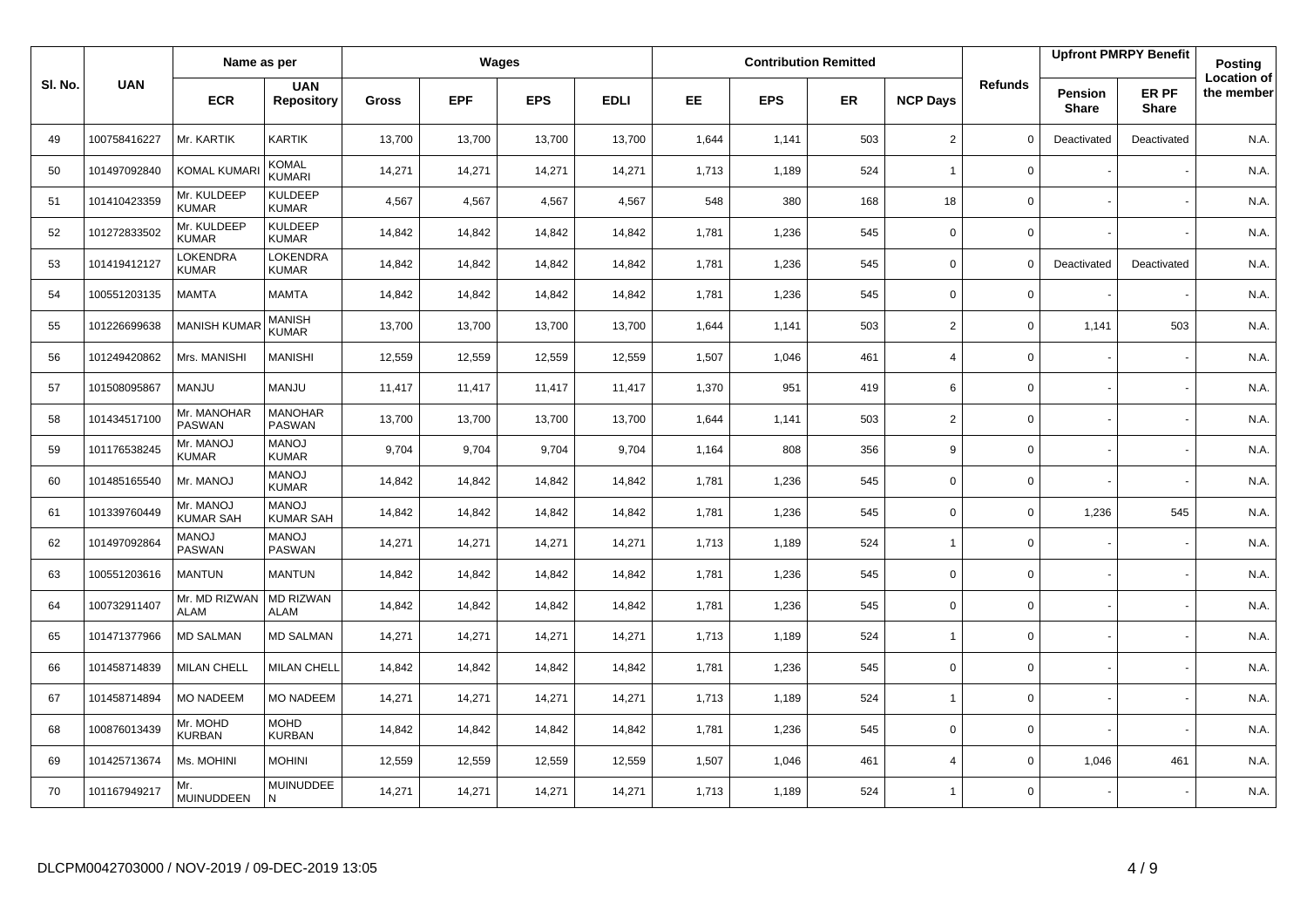| Sl. No. | UAN | Name as per | | Wages | | | | Contribution Remitted | | | | Refunds | Upfront PMRPY Benefit | | Posting Location of the member |
|---|---|---|---|---|---|---|---|---|---|---|---|---|---|---|---|
| | | ECR | UAN Repository | Gross | EPF | EPS | EDLI | EE | EPS | ER | NCP Days | | Pension Share | ER PF Share | |
| 49 | 100758416227 | Mr. KARTIK | KARTIK | 13,700 | 13,700 | 13,700 | 13,700 | 1,644 | 1,141 | 503 | 2 | 0 | Deactivated | Deactivated | N.A. |
| 50 | 101497092840 | KOMAL KUMARI | KOMAL KUMARI | 14,271 | 14,271 | 14,271 | 14,271 | 1,713 | 1,189 | 524 | 1 | 0 | - | - | N.A. |
| 51 | 101410423359 | Mr. KULDEEP KUMAR | KULDEEP KUMAR | 4,567 | 4,567 | 4,567 | 4,567 | 548 | 380 | 168 | 18 | 0 | - | - | N.A. |
| 52 | 101272833502 | Mr. KULDEEP KUMAR | KULDEEP KUMAR | 14,842 | 14,842 | 14,842 | 14,842 | 1,781 | 1,236 | 545 | 0 | 0 | - | - | N.A. |
| 53 | 101419412127 | LOKENDRA KUMAR | LOKENDRA KUMAR | 14,842 | 14,842 | 14,842 | 14,842 | 1,781 | 1,236 | 545 | 0 | 0 | Deactivated | Deactivated | N.A. |
| 54 | 100551203135 | MAMTA | MAMTA | 14,842 | 14,842 | 14,842 | 14,842 | 1,781 | 1,236 | 545 | 0 | 0 | - | - | N.A. |
| 55 | 101226699638 | MANISH KUMAR | MANISH KUMAR | 13,700 | 13,700 | 13,700 | 13,700 | 1,644 | 1,141 | 503 | 2 | 0 | 1,141 | 503 | N.A. |
| 56 | 101249420862 | Mrs. MANISHI | MANISHI | 12,559 | 12,559 | 12,559 | 12,559 | 1,507 | 1,046 | 461 | 4 | 0 | - | - | N.A. |
| 57 | 101508095867 | MANJU | MANJU | 11,417 | 11,417 | 11,417 | 11,417 | 1,370 | 951 | 419 | 6 | 0 | - | - | N.A. |
| 58 | 101434517100 | Mr. MANOHAR PASWAN | MANOHAR PASWAN | 13,700 | 13,700 | 13,700 | 13,700 | 1,644 | 1,141 | 503 | 2 | 0 | - | - | N.A. |
| 59 | 101176538245 | Mr. MANOJ KUMAR | MANOJ KUMAR | 9,704 | 9,704 | 9,704 | 9,704 | 1,164 | 808 | 356 | 9 | 0 | - | - | N.A. |
| 60 | 101485165540 | Mr. MANOJ | MANOJ KUMAR | 14,842 | 14,842 | 14,842 | 14,842 | 1,781 | 1,236 | 545 | 0 | 0 | - | - | N.A. |
| 61 | 101339760449 | Mr. MANOJ KUMAR SAH | MANOJ KUMAR SAH | 14,842 | 14,842 | 14,842 | 14,842 | 1,781 | 1,236 | 545 | 0 | 0 | 1,236 | 545 | N.A. |
| 62 | 101497092864 | MANOJ PASWAN | MANOJ PASWAN | 14,271 | 14,271 | 14,271 | 14,271 | 1,713 | 1,189 | 524 | 1 | 0 | - | - | N.A. |
| 63 | 100551203616 | MANTUN | MANTUN | 14,842 | 14,842 | 14,842 | 14,842 | 1,781 | 1,236 | 545 | 0 | 0 | - | - | N.A. |
| 64 | 100732911407 | Mr. MD RIZWAN ALAM | MD RIZWAN ALAM | 14,842 | 14,842 | 14,842 | 14,842 | 1,781 | 1,236 | 545 | 0 | 0 | - | - | N.A. |
| 65 | 101471377966 | MD SALMAN | MD SALMAN | 14,271 | 14,271 | 14,271 | 14,271 | 1,713 | 1,189 | 524 | 1 | 0 | - | - | N.A. |
| 66 | 101458714839 | MILAN CHELL | MILAN CHELL | 14,842 | 14,842 | 14,842 | 14,842 | 1,781 | 1,236 | 545 | 0 | 0 | - | - | N.A. |
| 67 | 101458714894 | MO NADEEM | MO NADEEM | 14,271 | 14,271 | 14,271 | 14,271 | 1,713 | 1,189 | 524 | 1 | 0 | - | - | N.A. |
| 68 | 100876013439 | Mr. MOHD KURBAN | MOHD KURBAN | 14,842 | 14,842 | 14,842 | 14,842 | 1,781 | 1,236 | 545 | 0 | 0 | - | - | N.A. |
| 69 | 101425713674 | Ms. MOHINI | MOHINI | 12,559 | 12,559 | 12,559 | 12,559 | 1,507 | 1,046 | 461 | 4 | 0 | 1,046 | 461 | N.A. |
| 70 | 101167949217 | Mr. MUINUDDEEN | MUINUDDEEN | 14,271 | 14,271 | 14,271 | 14,271 | 1,713 | 1,189 | 524 | 1 | 0 | - | - | N.A. |

DLCPM0042703000 / NOV-2019 / 09-DEC-2019 13:05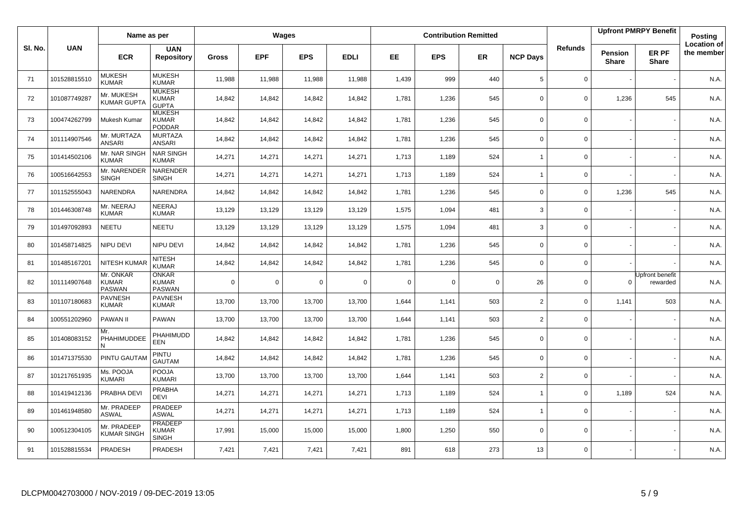| Sl. No. | UAN | Name as per | | Wages | | | | Contribution Remitted | | | | Refunds | Upfront PMRPY Benefit | | Posting Location of the member |
|---|---|---|---|---|---|---|---|---|---|---|---|---|---|---|---|
| | | ECR | UAN Repository | Gross | EPF | EPS | EDLI | EE | EPS | ER | NCP Days | | Pension Share | ER PF Share | |
| 71 | 101528815510 | MUKESH KUMAR | MUKESH KUMAR | 11,988 | 11,988 | 11,988 | 11,988 | 1,439 | 999 | 440 | 5 | 0 | - | - | N.A. |
| 72 | 101087749287 | Mr. MUKESH KUMAR GUPTA | MUKESH KUMAR GUPTA | 14,842 | 14,842 | 14,842 | 14,842 | 1,781 | 1,236 | 545 | 0 | 0 | 1,236 | 545 | N.A. |
| 73 | 100474262799 | Mukesh Kumar | MUKESH KUMAR PODDAR | 14,842 | 14,842 | 14,842 | 14,842 | 1,781 | 1,236 | 545 | 0 | 0 | - | - | N.A. |
| 74 | 101114907546 | Mr. MURTAZA ANSARI | MURTAZA ANSARI | 14,842 | 14,842 | 14,842 | 14,842 | 1,781 | 1,236 | 545 | 0 | 0 | - | - | N.A. |
| 75 | 101414502106 | Mr. NAR SINGH KUMAR | NAR SINGH KUMAR | 14,271 | 14,271 | 14,271 | 14,271 | 1,713 | 1,189 | 524 | 1 | 0 | - | - | N.A. |
| 76 | 100516642553 | Mr. NARENDER SINGH | NARENDER SINGH | 14,271 | 14,271 | 14,271 | 14,271 | 1,713 | 1,189 | 524 | 1 | 0 | - | - | N.A. |
| 77 | 101152555043 | NARENDRA | NARENDRA | 14,842 | 14,842 | 14,842 | 14,842 | 1,781 | 1,236 | 545 | 0 | 0 | 1,236 | 545 | N.A. |
| 78 | 101446308748 | Mr. NEERAJ KUMAR | NEERAJ KUMAR | 13,129 | 13,129 | 13,129 | 13,129 | 1,575 | 1,094 | 481 | 3 | 0 | - | - | N.A. |
| 79 | 101497092893 | NEETU | NEETU | 13,129 | 13,129 | 13,129 | 13,129 | 1,575 | 1,094 | 481 | 3 | 0 | - | - | N.A. |
| 80 | 101458714825 | NIPU DEVI | NIPU DEVI | 14,842 | 14,842 | 14,842 | 14,842 | 1,781 | 1,236 | 545 | 0 | 0 | - | - | N.A. |
| 81 | 101485167201 | NITESH KUMAR | NITESH KUMAR | 14,842 | 14,842 | 14,842 | 14,842 | 1,781 | 1,236 | 545 | 0 | 0 | - | - | N.A. |
| 82 | 101114907648 | Mr. ONKAR KUMAR PASWAN | ONKAR KUMAR PASWAN | 0 | 0 | 0 | 0 | 0 | 0 | 0 | 26 | 0 | 0 | Upfront benefit rewarded | N.A. |
| 83 | 101107180683 | PAVNESH KUMAR | PAVNESH KUMAR | 13,700 | 13,700 | 13,700 | 13,700 | 1,644 | 1,141 | 503 | 2 | 0 | 1,141 | 503 | N.A. |
| 84 | 100551202960 | PAWAN II | PAWAN | 13,700 | 13,700 | 13,700 | 13,700 | 1,644 | 1,141 | 503 | 2 | 0 | - | - | N.A. |
| 85 | 101408083152 | Mr. PHAHIMUDDEEN | PHAHIMUDDEEN | 14,842 | 14,842 | 14,842 | 14,842 | 1,781 | 1,236 | 545 | 0 | 0 | - | - | N.A. |
| 86 | 101471375530 | PINTU GAUTAM | PINTU GAUTAM | 14,842 | 14,842 | 14,842 | 14,842 | 1,781 | 1,236 | 545 | 0 | 0 | - | - | N.A. |
| 87 | 101217651935 | Ms. POOJA KUMARI | POOJA KUMARI | 13,700 | 13,700 | 13,700 | 13,700 | 1,644 | 1,141 | 503 | 2 | 0 | - | - | N.A. |
| 88 | 101419412136 | PRABHA DEVI | PRABHA DEVI | 14,271 | 14,271 | 14,271 | 14,271 | 1,713 | 1,189 | 524 | 1 | 0 | 1,189 | 524 | N.A. |
| 89 | 101461948580 | Mr. PRADEEP ASWAL | PRADEEP ASWAL | 14,271 | 14,271 | 14,271 | 14,271 | 1,713 | 1,189 | 524 | 1 | 0 | - | - | N.A. |
| 90 | 100512304105 | Mr. PRADEEP KUMAR SINGH | PRADEEP KUMAR SINGH | 17,991 | 15,000 | 15,000 | 15,000 | 1,800 | 1,250 | 550 | 0 | 0 | - | - | N.A. |
| 91 | 101528815534 | PRADESH | PRADESH | 7,421 | 7,421 | 7,421 | 7,421 | 891 | 618 | 273 | 13 | 0 | - | - | N.A. |

DLCPM0042703000 / NOV-2019 / 09-DEC-2019 13:05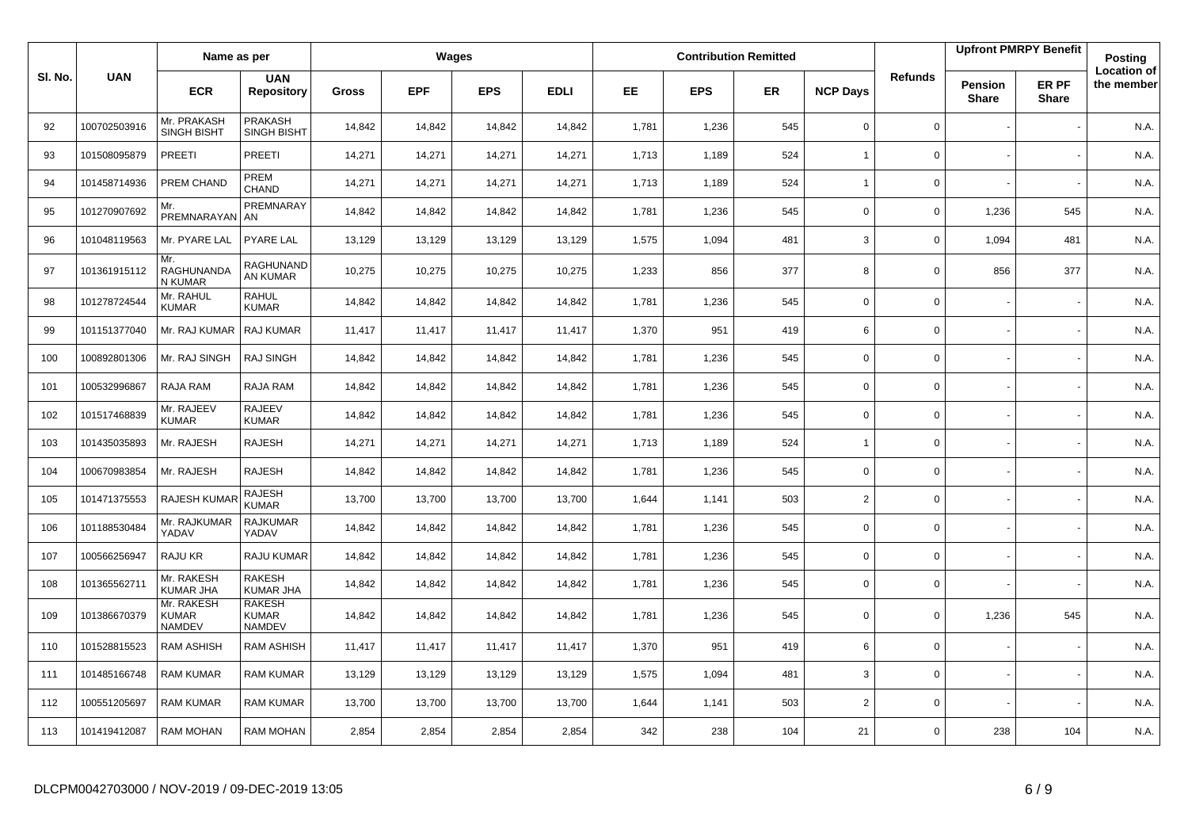| Sl. No. | UAN | Name as per | | Wages | | | | Contribution Remitted | | | | Refunds | Upfront PMRPY Benefit | | Posting Location of the member |
|---|---|---|---|---|---|---|---|---|---|---|---|---|---|---|---|
| | | ECR | UAN Repository | Gross | EPF | EPS | EDLI | EE | EPS | ER | NCP Days | | Pension Share | ER PF Share | |
| 92 | 100702503916 | Mr. PRAKASH SINGH BISHT | PRAKASH SINGH BISHT | 14,842 | 14,842 | 14,842 | 14,842 | 1,781 | 1,236 | 545 | 0 | 0 | - | - | N.A. |
| 93 | 101508095879 | PREETI | PREETI | 14,271 | 14,271 | 14,271 | 14,271 | 1,713 | 1,189 | 524 | 1 | 0 | - | - | N.A. |
| 94 | 101458714936 | PREM CHAND | PREM CHAND | 14,271 | 14,271 | 14,271 | 14,271 | 1,713 | 1,189 | 524 | 1 | 0 | - | - | N.A. |
| 95 | 101270907692 | Mr. PREMNARAYAN | PREMNARAYAN | 14,842 | 14,842 | 14,842 | 14,842 | 1,781 | 1,236 | 545 | 0 | 0 | 1,236 | 545 | N.A. |
| 96 | 101048119563 | Mr. PYARE LAL | PYARE LAL | 13,129 | 13,129 | 13,129 | 13,129 | 1,575 | 1,094 | 481 | 3 | 0 | 1,094 | 481 | N.A. |
| 97 | 101361915112 | Mr. RAGHUNANDAN KUMAR | RAGHUNANDAN KUMAR | 10,275 | 10,275 | 10,275 | 10,275 | 1,233 | 856 | 377 | 8 | 0 | 856 | 377 | N.A. |
| 98 | 101278724544 | Mr. RAHUL KUMAR | RAHUL KUMAR | 14,842 | 14,842 | 14,842 | 14,842 | 1,781 | 1,236 | 545 | 0 | 0 | - | - | N.A. |
| 99 | 101151377040 | Mr. RAJ KUMAR | RAJ KUMAR | 11,417 | 11,417 | 11,417 | 11,417 | 1,370 | 951 | 419 | 6 | 0 | - | - | N.A. |
| 100 | 100892801306 | Mr. RAJ SINGH | RAJ SINGH | 14,842 | 14,842 | 14,842 | 14,842 | 1,781 | 1,236 | 545 | 0 | 0 | - | - | N.A. |
| 101 | 100532996867 | RAJA RAM | RAJA RAM | 14,842 | 14,842 | 14,842 | 14,842 | 1,781 | 1,236 | 545 | 0 | 0 | - | - | N.A. |
| 102 | 101517468839 | Mr. RAJEEV KUMAR | RAJEEV KUMAR | 14,842 | 14,842 | 14,842 | 14,842 | 1,781 | 1,236 | 545 | 0 | 0 | - | - | N.A. |
| 103 | 101435035893 | Mr. RAJESH | RAJESH | 14,271 | 14,271 | 14,271 | 14,271 | 1,713 | 1,189 | 524 | 1 | 0 | - | - | N.A. |
| 104 | 100670983854 | Mr. RAJESH | RAJESH | 14,842 | 14,842 | 14,842 | 14,842 | 1,781 | 1,236 | 545 | 0 | 0 | - | - | N.A. |
| 105 | 101471375553 | RAJESH KUMAR | RAJESH KUMAR | 13,700 | 13,700 | 13,700 | 13,700 | 1,644 | 1,141 | 503 | 2 | 0 | - | - | N.A. |
| 106 | 101188530484 | Mr. RAJKUMAR YADAV | RAJKUMAR YADAV | 14,842 | 14,842 | 14,842 | 14,842 | 1,781 | 1,236 | 545 | 0 | 0 | - | - | N.A. |
| 107 | 100566256947 | RAJU KR | RAJU KUMAR | 14,842 | 14,842 | 14,842 | 14,842 | 1,781 | 1,236 | 545 | 0 | 0 | - | - | N.A. |
| 108 | 101365562711 | Mr. RAKESH KUMAR JHA | RAKESH KUMAR JHA | 14,842 | 14,842 | 14,842 | 14,842 | 1,781 | 1,236 | 545 | 0 | 0 | - | - | N.A. |
| 109 | 101386670379 | Mr. RAKESH KUMAR NAMDEV | RAKESH KUMAR NAMDEV | 14,842 | 14,842 | 14,842 | 14,842 | 1,781 | 1,236 | 545 | 0 | 0 | 1,236 | 545 | N.A. |
| 110 | 101528815523 | RAM ASHISH | RAM ASHISH | 11,417 | 11,417 | 11,417 | 11,417 | 1,370 | 951 | 419 | 6 | 0 | - | - | N.A. |
| 111 | 101485166748 | RAM KUMAR | RAM KUMAR | 13,129 | 13,129 | 13,129 | 13,129 | 1,575 | 1,094 | 481 | 3 | 0 | - | - | N.A. |
| 112 | 100551205697 | RAM KUMAR | RAM KUMAR | 13,700 | 13,700 | 13,700 | 13,700 | 1,644 | 1,141 | 503 | 2 | 0 | - | - | N.A. |
| 113 | 101419412087 | RAM MOHAN | RAM MOHAN | 2,854 | 2,854 | 2,854 | 2,854 | 342 | 238 | 104 | 21 | 0 | 238 | 104 | N.A. |

DLCPM0042703000 / NOV-2019 / 09-DEC-2019 13:05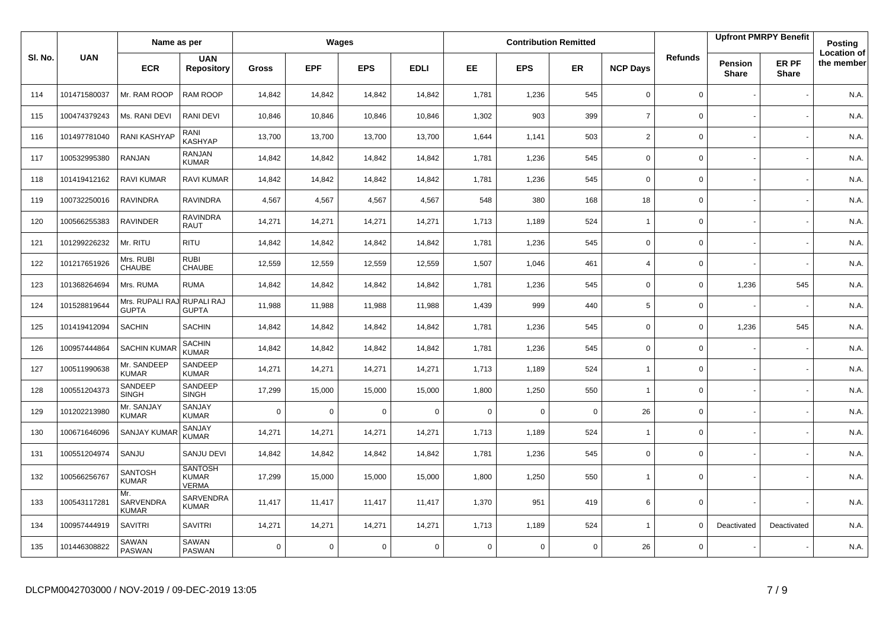| Sl. No. | UAN | Name as per | | Wages | | | | Contribution Remitted | | | | Refunds | Upfront PMRPY Benefit | | Posting Location of the member |
|---|---|---|---|---|---|---|---|---|---|---|---|---|---|---|---|
| | | ECR | UAN Repository | Gross | EPF | EPS | EDLI | EE | EPS | ER | NCP Days | | Pension Share | ER PF Share | |
| 114 | 101471580037 | Mr. RAM ROOP | RAM ROOP | 14,842 | 14,842 | 14,842 | 14,842 | 1,781 | 1,236 | 545 | 0 | 0 | - | - | N.A. |
| 115 | 100474379243 | Ms. RANI DEVI | RANI DEVI | 10,846 | 10,846 | 10,846 | 10,846 | 1,302 | 903 | 399 | 7 | 0 | - | - | N.A. |
| 116 | 101497781040 | RANI KASHYAP | RANI KASHYAP | 13,700 | 13,700 | 13,700 | 13,700 | 1,644 | 1,141 | 503 | 2 | 0 | - | - | N.A. |
| 117 | 100532995380 | RANJAN | RANJAN KUMAR | 14,842 | 14,842 | 14,842 | 14,842 | 1,781 | 1,236 | 545 | 0 | 0 | - | - | N.A. |
| 118 | 101419412162 | RAVI KUMAR | RAVI KUMAR | 14,842 | 14,842 | 14,842 | 14,842 | 1,781 | 1,236 | 545 | 0 | 0 | - | - | N.A. |
| 119 | 100732250016 | RAVINDRA | RAVINDRA | 4,567 | 4,567 | 4,567 | 4,567 | 548 | 380 | 168 | 18 | 0 | - | - | N.A. |
| 120 | 100566255383 | RAVINDER | RAVINDRA RAUT | 14,271 | 14,271 | 14,271 | 14,271 | 1,713 | 1,189 | 524 | 1 | 0 | - | - | N.A. |
| 121 | 101299226232 | Mr. RITU | RITU | 14,842 | 14,842 | 14,842 | 14,842 | 1,781 | 1,236 | 545 | 0 | 0 | - | - | N.A. |
| 122 | 101217651926 | Mrs. RUBI CHAUBE | RUBI CHAUBE | 12,559 | 12,559 | 12,559 | 12,559 | 1,507 | 1,046 | 461 | 4 | 0 | - | - | N.A. |
| 123 | 101368264694 | Mrs. RUMA | RUMA | 14,842 | 14,842 | 14,842 | 14,842 | 1,781 | 1,236 | 545 | 0 | 0 | 1,236 | 545 | N.A. |
| 124 | 101528819644 | Mrs. RUPALI RAJ GUPTA | RUPALI RAJ GUPTA | 11,988 | 11,988 | 11,988 | 11,988 | 1,439 | 999 | 440 | 5 | 0 | - | - | N.A. |
| 125 | 101419412094 | SACHIN | SACHIN | 14,842 | 14,842 | 14,842 | 14,842 | 1,781 | 1,236 | 545 | 0 | 0 | 1,236 | 545 | N.A. |
| 126 | 100957444864 | SACHIN KUMAR | SACHIN KUMAR | 14,842 | 14,842 | 14,842 | 14,842 | 1,781 | 1,236 | 545 | 0 | 0 | - | - | N.A. |
| 127 | 100511990638 | Mr. SANDEEP KUMAR | SANDEEP KUMAR | 14,271 | 14,271 | 14,271 | 14,271 | 1,713 | 1,189 | 524 | 1 | 0 | - | - | N.A. |
| 128 | 100551204373 | SANDEEP SINGH | SANDEEP SINGH | 17,299 | 15,000 | 15,000 | 15,000 | 1,800 | 1,250 | 550 | 1 | 0 | - | - | N.A. |
| 129 | 101202213980 | Mr. SANJAY KUMAR | SANJAY KUMAR | 0 | 0 | 0 | 0 | 0 | 0 | 0 | 26 | 0 | - | - | N.A. |
| 130 | 100671646096 | SANJAY KUMAR | SANJAY KUMAR | 14,271 | 14,271 | 14,271 | 14,271 | 1,713 | 1,189 | 524 | 1 | 0 | - | - | N.A. |
| 131 | 100551204974 | SANJU | SANJU DEVI | 14,842 | 14,842 | 14,842 | 14,842 | 1,781 | 1,236 | 545 | 0 | 0 | - | - | N.A. |
| 132 | 100566256767 | SANTOSH KUMAR | SANTOSH KUMAR VERMA | 17,299 | 15,000 | 15,000 | 15,000 | 1,800 | 1,250 | 550 | 1 | 0 | - | - | N.A. |
| 133 | 100543117281 | Mr. SARVENDRA KUMAR | SARVENDRA KUMAR | 11,417 | 11,417 | 11,417 | 11,417 | 1,370 | 951 | 419 | 6 | 0 | - | - | N.A. |
| 134 | 100957444919 | SAVITRI | SAVITRI | 14,271 | 14,271 | 14,271 | 14,271 | 1,713 | 1,189 | 524 | 1 | 0 | Deactivated | Deactivated | N.A. |
| 135 | 101446308822 | SAWAN PASWAN | SAWAN PASWAN | 0 | 0 | 0 | 0 | 0 | 0 | 0 | 26 | 0 | - | - | N.A. |

DLCPM0042703000 / NOV-2019 / 09-DEC-2019 13:05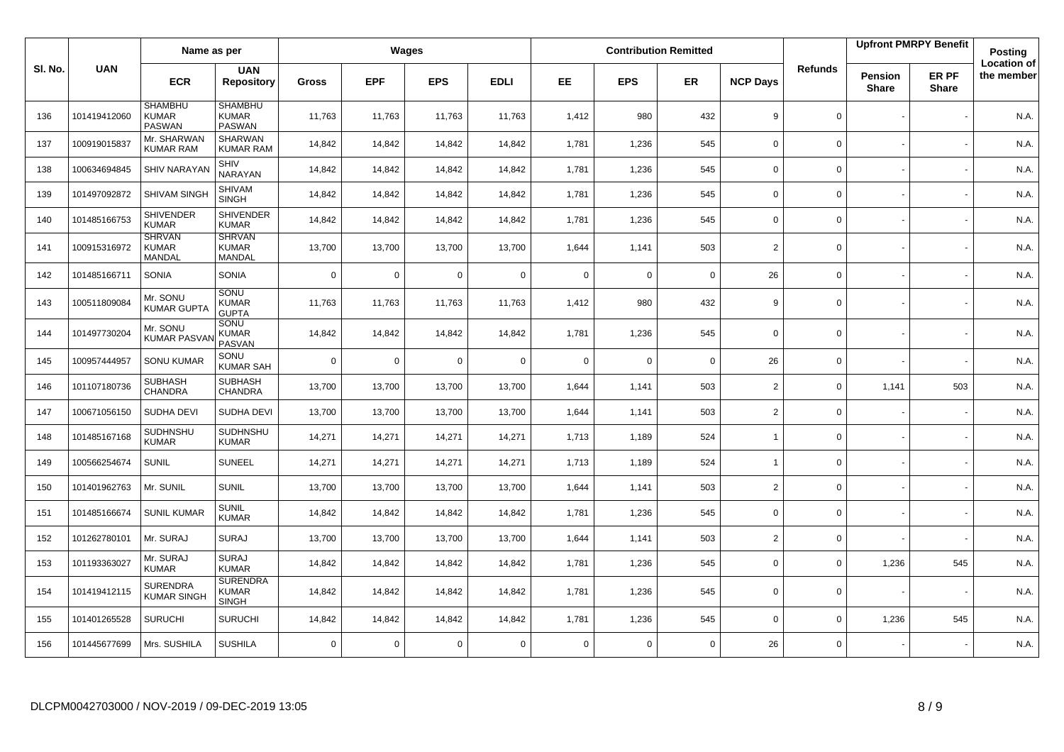| Sl. No. | UAN | Name as per | | Wages | | | | Contribution Remitted | | | | Refunds | Upfront PMRPY Benefit | | Posting Location of the member |
|---|---|---|---|---|---|---|---|---|---|---|---|---|---|---|---|
| | | ECR | UAN Repository | Gross | EPF | EPS | EDLI | EE | EPS | ER | NCP Days | | Pension Share | ER PF Share | |
| 136 | 101419412060 | SHAMBHU KUMAR PASWAN | SHAMBHU KUMAR PASWAN | 11,763 | 11,763 | 11,763 | 11,763 | 1,412 | 980 | 432 | 9 | 0 | - | - | N.A. |
| 137 | 100919015837 | Mr. SHARWAN KUMAR RAM | SHARWAN KUMAR RAM | 14,842 | 14,842 | 14,842 | 14,842 | 1,781 | 1,236 | 545 | 0 | 0 | - | - | N.A. |
| 138 | 100634694845 | SHIV NARAYAN | SHIV NARAYAN | 14,842 | 14,842 | 14,842 | 14,842 | 1,781 | 1,236 | 545 | 0 | 0 | - | - | N.A. |
| 139 | 101497092872 | SHIVAM SINGH | SHIVAM SINGH | 14,842 | 14,842 | 14,842 | 14,842 | 1,781 | 1,236 | 545 | 0 | 0 | - | - | N.A. |
| 140 | 101485166753 | SHIVENDER KUMAR | SHIVENDER KUMAR | 14,842 | 14,842 | 14,842 | 14,842 | 1,781 | 1,236 | 545 | 0 | 0 | - | - | N.A. |
| 141 | 100915316972 | SHRVAN KUMAR MANDAL | SHRVAN KUMAR MANDAL | 13,700 | 13,700 | 13,700 | 13,700 | 1,644 | 1,141 | 503 | 2 | 0 | - | - | N.A. |
| 142 | 101485166711 | SONIA | SONIA | 0 | 0 | 0 | 0 | 0 | 0 | 0 | 26 | 0 | - | - | N.A. |
| 143 | 100511809084 | Mr. SONU KUMAR GUPTA | SONU KUMAR GUPTA | 11,763 | 11,763 | 11,763 | 11,763 | 1,412 | 980 | 432 | 9 | 0 | - | - | N.A. |
| 144 | 101497730204 | Mr. SONU KUMAR PASVAN | SONU KUMAR PASVAN | 14,842 | 14,842 | 14,842 | 14,842 | 1,781 | 1,236 | 545 | 0 | 0 | - | - | N.A. |
| 145 | 100957444957 | SONU KUMAR | SONU KUMAR SAH | 0 | 0 | 0 | 0 | 0 | 0 | 0 | 26 | 0 | - | - | N.A. |
| 146 | 101107180736 | SUBHASH CHANDRA | SUBHASH CHANDRA | 13,700 | 13,700 | 13,700 | 13,700 | 1,644 | 1,141 | 503 | 2 | 0 | 1,141 | 503 | N.A. |
| 147 | 100671056150 | SUDHA DEVI | SUDHA DEVI | 13,700 | 13,700 | 13,700 | 13,700 | 1,644 | 1,141 | 503 | 2 | 0 | - | - | N.A. |
| 148 | 101485167168 | SUDHNSHU KUMAR | SUDHNSHU KUMAR | 14,271 | 14,271 | 14,271 | 14,271 | 1,713 | 1,189 | 524 | 1 | 0 | - | - | N.A. |
| 149 | 100566254674 | SUNIL | SUNEEL | 14,271 | 14,271 | 14,271 | 14,271 | 1,713 | 1,189 | 524 | 1 | 0 | - | - | N.A. |
| 150 | 101401962763 | Mr. SUNIL | SUNIL | 13,700 | 13,700 | 13,700 | 13,700 | 1,644 | 1,141 | 503 | 2 | 0 | - | - | N.A. |
| 151 | 101485166674 | SUNIL KUMAR | SUNIL KUMAR | 14,842 | 14,842 | 14,842 | 14,842 | 1,781 | 1,236 | 545 | 0 | 0 | - | - | N.A. |
| 152 | 101262780101 | Mr. SURAJ | SURAJ | 13,700 | 13,700 | 13,700 | 13,700 | 1,644 | 1,141 | 503 | 2 | 0 | - | - | N.A. |
| 153 | 101193363027 | Mr. SURAJ KUMAR | SURAJ KUMAR | 14,842 | 14,842 | 14,842 | 14,842 | 1,781 | 1,236 | 545 | 0 | 0 | 1,236 | 545 | N.A. |
| 154 | 101419412115 | SURENDRA KUMAR SINGH | SURENDRA KUMAR SINGH | 14,842 | 14,842 | 14,842 | 14,842 | 1,781 | 1,236 | 545 | 0 | 0 | - | - | N.A. |
| 155 | 101401265528 | SURUCHI | SURUCHI | 14,842 | 14,842 | 14,842 | 14,842 | 1,781 | 1,236 | 545 | 0 | 0 | 1,236 | 545 | N.A. |
| 156 | 101445677699 | Mrs. SUSHILA | SUSHILA | 0 | 0 | 0 | 0 | 0 | 0 | 0 | 26 | 0 | - | - | N.A. |

DLCPM0042703000 / NOV-2019 / 09-DEC-2019 13:05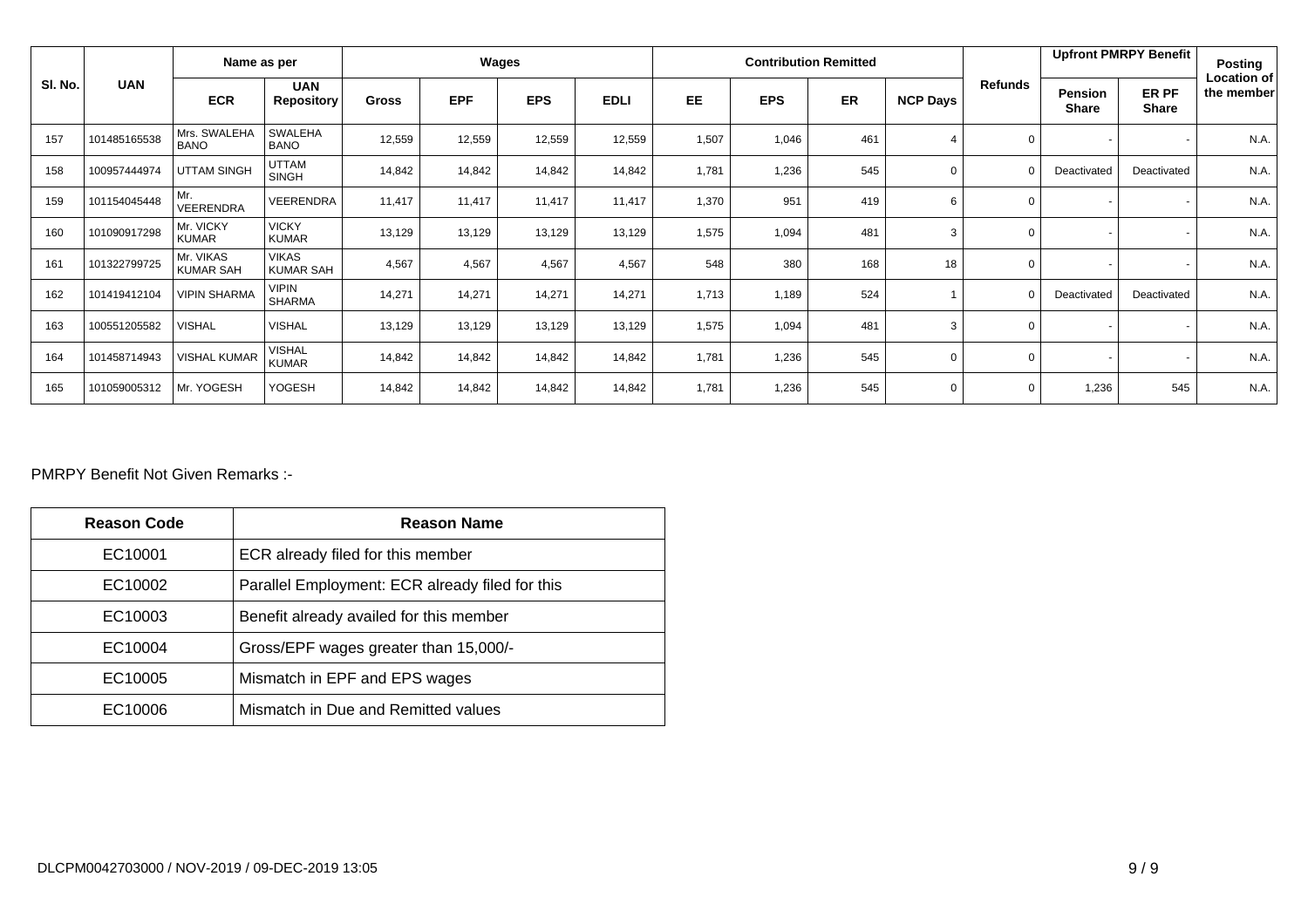| Sl. No. | UAN | Name as per | | Wages | | | | Contribution Remitted | | | | Refunds | Upfront PMRPY Benefit | | Posting Location of the member |
|---|---|---|---|---|---|---|---|---|---|---|---|---|---|---|---|
| | | ECR | UAN Repository | Gross | EPF | EPS | EDLI | EE | EPS | ER | NCP Days | | Pension Share | ER PF Share | |
| 157 | 101485165538 | Mrs. SWALEHA BANO | SWALEHA BANO | 12,559 | 12,559 | 12,559 | 12,559 | 1,507 | 1,046 | 461 | 4 | 0 | - | - | N.A. |
| 158 | 100957444974 | UTTAM SINGH | UTTAM SINGH | 14,842 | 14,842 | 14,842 | 14,842 | 1,781 | 1,236 | 545 | 0 | 0 | Deactivated | Deactivated | N.A. |
| 159 | 101154045448 | Mr. VEERENDRA | VEERENDRA | 11,417 | 11,417 | 11,417 | 11,417 | 1,370 | 951 | 419 | 6 | 0 | - | - | N.A. |
| 160 | 101090917298 | Mr. VICKY KUMAR | VICKY KUMAR | 13,129 | 13,129 | 13,129 | 13,129 | 1,575 | 1,094 | 481 | 3 | 0 | - | - | N.A. |
| 161 | 101322799725 | Mr. VIKAS KUMAR SAH | VIKAS KUMAR SAH | 4,567 | 4,567 | 4,567 | 4,567 | 548 | 380 | 168 | 18 | 0 | - | - | N.A. |
| 162 | 101419412104 | VIPIN SHARMA | VIPIN SHARMA | 14,271 | 14,271 | 14,271 | 14,271 | 1,713 | 1,189 | 524 | 1 | 0 | Deactivated | Deactivated | N.A. |
| 163 | 100551205582 | VISHAL | VISHAL | 13,129 | 13,129 | 13,129 | 13,129 | 1,575 | 1,094 | 481 | 3 | 0 | - | - | N.A. |
| 164 | 101458714943 | VISHAL KUMAR | VISHAL KUMAR | 14,842 | 14,842 | 14,842 | 14,842 | 1,781 | 1,236 | 545 | 0 | 0 | - | - | N.A. |
| 165 | 101059005312 | Mr. YOGESH | YOGESH | 14,842 | 14,842 | 14,842 | 14,842 | 1,781 | 1,236 | 545 | 0 | 0 | 1,236 | 545 | N.A. |

PMRPY Benefit Not Given Remarks :-

| Reason Code | Reason Name |
|---|---|
| EC10001 | ECR already filed for this member |
| EC10002 | Parallel Employment: ECR already filed for this |
| EC10003 | Benefit already availed for this member |
| EC10004 | Gross/EPF wages greater than 15,000/- |
| EC10005 | Mismatch in EPF and EPS wages |
| EC10006 | Mismatch in Due and Remitted values |

DLCPM0042703000 / NOV-2019 / 09-DEC-2019 13:05